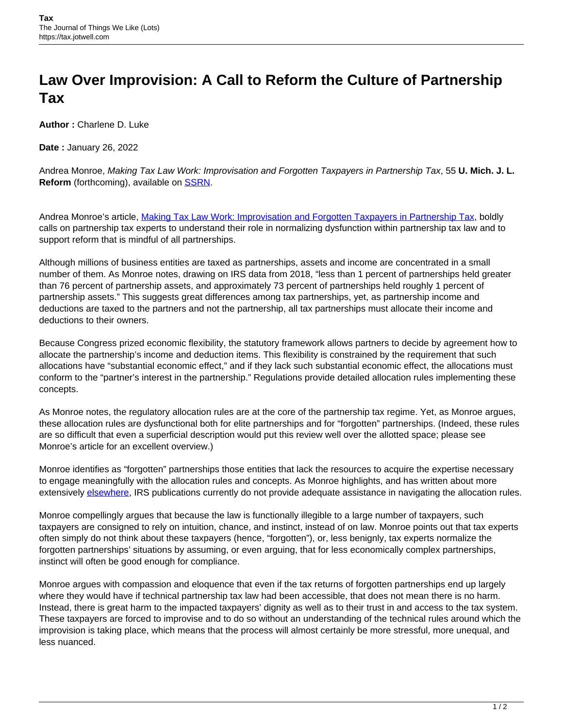# Law Over Improvision: A Call to Reform the Culture of Partnership Tax

**Author :** Charlene D. Luke

**Date :** January 26, 2022

Andrea Monroe, *Making Tax Law Work: Improvisation and Forgotten Taxpayers in Partnership Tax*, 55 **U. Mich. J. L. Reform** (forthcoming), available on SSRN.

Andrea Monroe's article, Making Tax Law Work: Improvisation and Forgotten Taxpayers in Partnership Tax, boldly calls on partnership tax experts to understand their role in normalizing dysfunction within partnership tax law and to support reform that is mindful of all partnerships.

Although millions of business entities are taxed as partnerships, assets and income are concentrated in a small number of them. As Monroe notes, drawing on IRS data from 2018, "less than 1 percent of partnerships held greater than 76 percent of partnership assets, and approximately 73 percent of partnerships held roughly 1 percent of partnership assets." This suggests great differences among tax partnerships, yet, as partnership income and deductions are taxed to the partners and not the partnership, all tax partnerships must allocate their income and deductions to their owners.

Because Congress prized economic flexibility, the statutory framework allows partners to decide by agreement how to allocate the partnership's income and deduction items. This flexibility is constrained by the requirement that such allocations have "substantial economic effect," and if they lack such substantial economic effect, the allocations must conform to the "partner's interest in the partnership." Regulations provide detailed allocation rules implementing these concepts.

As Monroe notes, the regulatory allocation rules are at the core of the partnership tax regime. Yet, as Monroe argues, these allocation rules are dysfunctional both for elite partnerships and for "forgotten" partnerships. (Indeed, these rules are so difficult that even a superficial description would put this review well over the allotted space; please see Monroe's article for an excellent overview.)

Monroe identifies as "forgotten" partnerships those entities that lack the resources to acquire the expertise necessary to engage meaningfully with the allocation rules and concepts. As Monroe highlights, and has written about more extensively elsewhere, IRS publications currently do not provide adequate assistance in navigating the allocation rules.

Monroe compellingly argues that because the law is functionally illegible to a large number of taxpayers, such taxpayers are consigned to rely on intuition, chance, and instinct, instead of on law. Monroe points out that tax experts often simply do not think about these taxpayers (hence, "forgotten"), or, less benignly, tax experts normalize the forgotten partnerships' situations by assuming, or even arguing, that for less economically complex partnerships, instinct will often be good enough for compliance.

Monroe argues with compassion and eloquence that even if the tax returns of forgotten partnerships end up largely where they would have if technical partnership tax law had been accessible, that does not mean there is no harm. Instead, there is great harm to the impacted taxpayers' dignity as well as to their trust in and access to the tax system. These taxpayers are forced to improvise and to do so without an understanding of the technical rules around which the improvision is taking place, which means that the process will almost certainly be more stressful, more unequal, and less nuanced.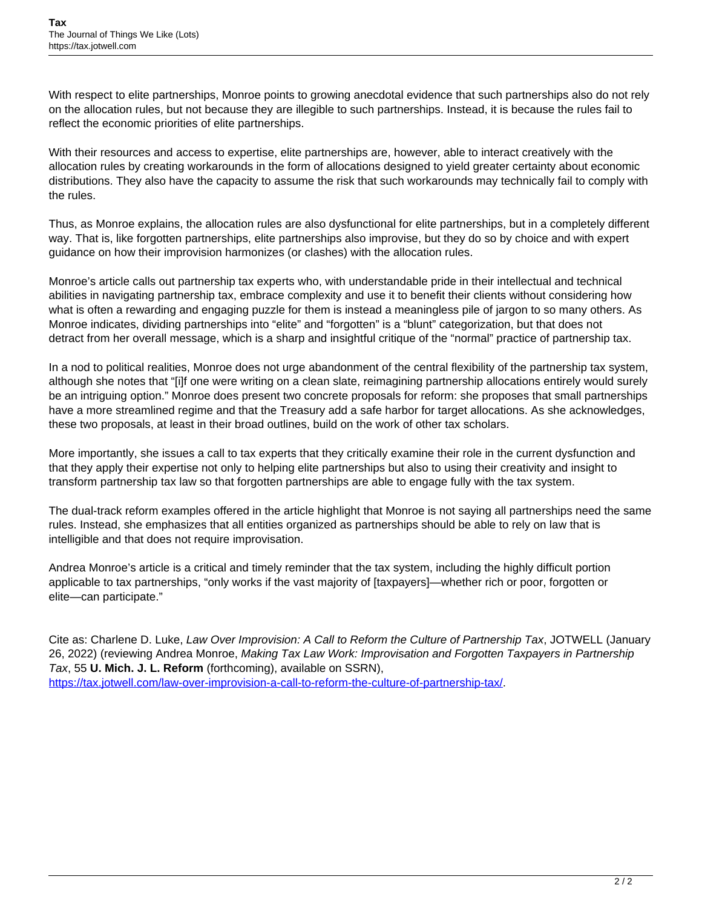With respect to elite partnerships, Monroe points to growing anecdotal evidence that such partnerships also do not rely on the allocation rules, but not because they are illegible to such partnerships. Instead, it is because the rules fail to reflect the economic priorities of elite partnerships.

With their resources and access to expertise, elite partnerships are, however, able to interact creatively with the allocation rules by creating workarounds in the form of allocations designed to yield greater certainty about economic distributions. They also have the capacity to assume the risk that such workarounds may technically fail to comply with the rules.

Thus, as Monroe explains, the allocation rules are also dysfunctional for elite partnerships, but in a completely different way. That is, like forgotten partnerships, elite partnerships also improvise, but they do so by choice and with expert guidance on how their improvision harmonizes (or clashes) with the allocation rules.

Monroe's article calls out partnership tax experts who, with understandable pride in their intellectual and technical abilities in navigating partnership tax, embrace complexity and use it to benefit their clients without considering how what is often a rewarding and engaging puzzle for them is instead a meaningless pile of jargon to so many others. As Monroe indicates, dividing partnerships into "elite" and "forgotten" is a "blunt" categorization, but that does not detract from her overall message, which is a sharp and insightful critique of the "normal" practice of partnership tax.

In a nod to political realities, Monroe does not urge abandonment of the central flexibility of the partnership tax system, although she notes that "[i]f one were writing on a clean slate, reimagining partnership allocations entirely would surely be an intriguing option." Monroe does present two concrete proposals for reform: she proposes that small partnerships have a more streamlined regime and that the Treasury add a safe harbor for target allocations. As she acknowledges, these two proposals, at least in their broad outlines, build on the work of other tax scholars.

More importantly, she issues a call to tax experts that they critically examine their role in the current dysfunction and that they apply their expertise not only to helping elite partnerships but also to using their creativity and insight to transform partnership tax law so that forgotten partnerships are able to engage fully with the tax system.

The dual-track reform examples offered in the article highlight that Monroe is not saying all partnerships need the same rules. Instead, she emphasizes that all entities organized as partnerships should be able to rely on law that is intelligible and that does not require improvisation.

Andrea Monroe's article is a critical and timely reminder that the tax system, including the highly difficult portion applicable to tax partnerships, "only works if the vast majority of [taxpayers]—whether rich or poor, forgotten or elite—can participate."

Cite as: Charlene D. Luke, *Law Over Improvision: A Call to Reform the Culture of Partnership Tax*, JOTWELL (January 26, 2022) (reviewing Andrea Monroe, *Making Tax Law Work: Improvisation and Forgotten Taxpayers in Partnership Tax*, 55 **U. Mich. J. L. Reform** (forthcoming), available on SSRN), https://tax.jotwell.com/law-over-improvision-a-call-to-reform-the-culture-of-partnership-tax/.